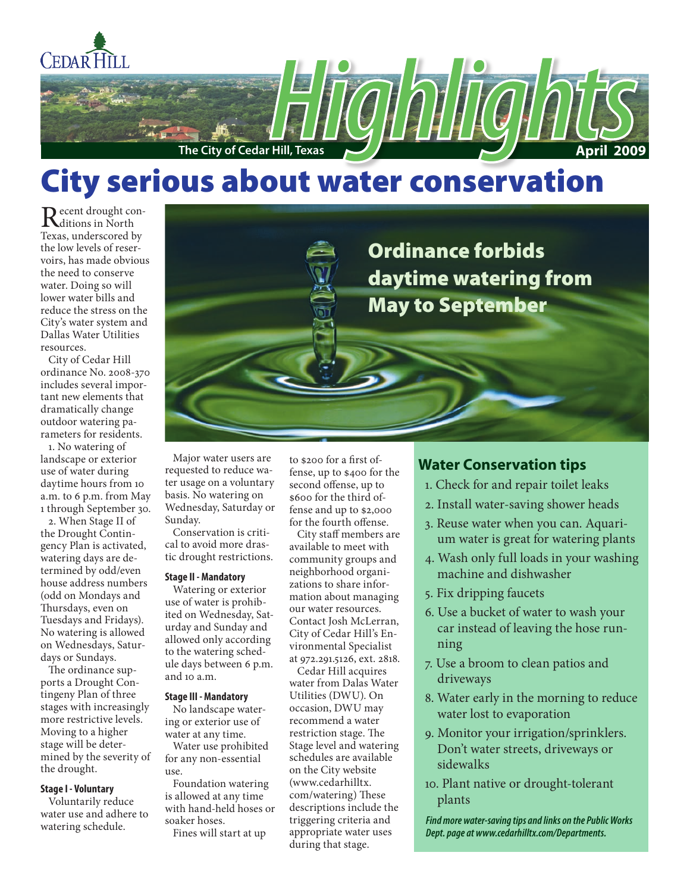CEDAR HILL

# Highlights

The City of Cedar Hill, Texas

April 2009

# City serious about water conservation

## Ordinance forbids daytime watering from May to September

Recent drought conditions in North Texas, underscored by the low levels of reservoirs, has made obvious the need to conserve water. Doing so will lower water bills and reduce the stress on the City's water system and Dallas Water Utilities resources.

City of Cedar Hill ordinance No. 2008-370 includes several important new elements that dramatically change outdoor watering parameters for residents.

1. No watering of landscape or exterior use of water during daytime hours from 10 a.m. to 6 p.m. from May 1 through September 30.

2. When Stage II of the Drought Contingency Plan is activated, watering days are determined by odd/even house address numbers (odd on Mondays and Thursdays, even on Tuesdays and Fridays). No watering is allowed on Wednesdays, Saturdays or Sundays.

The ordinance supports a Drought Contingency Plan of three stages with increasingly more restrictive levels. Moving to a higher stage will be determined by the severity of the drought.

**Stage I - Voluntary**

Voluntarily reduce water use and adhere to watering schedule.

Major water users are requested to reduce water usage on a voluntary basis. No watering on Wednesday, Saturday or Sunday.

Conservation is critical to avoid more drastic drought restrictions.

**Stage II - Mandatory**

Watering or exterior use of water is prohibited on Wednesday, Saturday and Sunday and allowed only according to the watering schedule days between 6 p.m. and 10 a.m.

**Stage III - Mandatory**

No landscape watering or exterior use of water at any time.

Water use prohibited for any non-essential use.

Foundation watering is allowed at any time with hand-held hoses or soaker hoses.

Fines will start at up to $200 for a first offense, up to $400 for the second offense, up to $600 for the third offense and up to $2,000 for the fourth offense.

City staff members are available to meet with community groups and neighborhood organizations to share information about managing our water resources. Contact Josh McLerran, City of Cedar Hill's Environmental Specialist at 972.291.5126, ext. 2818.

Cedar Hill acquires water from Dalas Water Utilities (DWU). On occasion, DWU may recommend a water restriction stage. The Stage level and watering schedules are available on the City website (www.cedarhilltx.com/watering) These descriptions include the triggering criteria and appropriate water uses during that stage.

## Water Conservation tips

1. Check for and repair toilet leaks
2. Install water-saving shower heads
3. Reuse water when you can. Aquarium water is great for watering plants
4. Wash only full loads in your washing machine and dishwasher
5. Fix dripping faucets
6. Use a bucket of water to wash your car instead of leaving the hose running
7. Use a broom to clean patios and driveways
8. Water early in the morning to reduce water lost to evaporation
9. Monitor your irrigation/sprinklers. Don't water streets, driveways or sidewalks
10. Plant native or drought-tolerant plants

***Find more water-saving tips and links on the Public Works Dept. page at www.cedarhilltx.com/Departments.***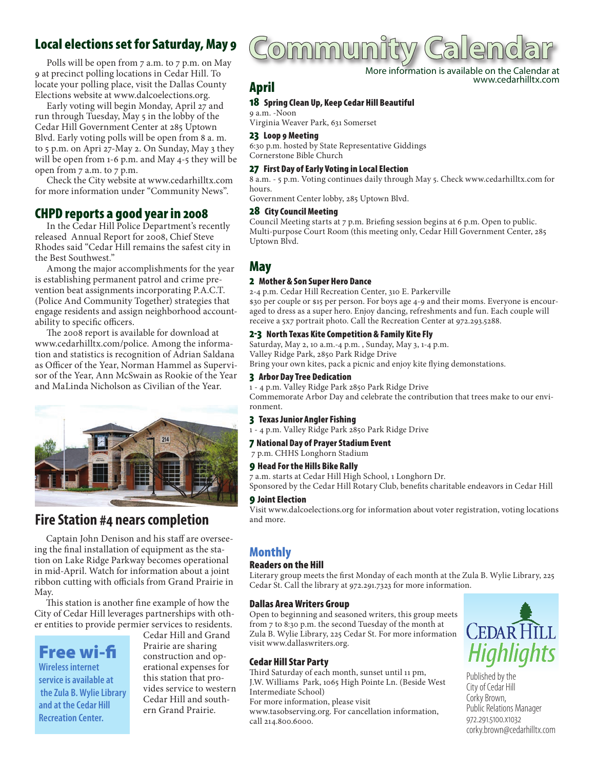## Local elections set for Saturday, May 9

Polls will be open from 7 a.m. to 7 p.m. on May 9 at precinct polling locations in Cedar Hill. To locate your polling place, visit the Dallas County Elections website at www.dalcoelections.org.

Early voting will begin Monday, April 27 and run through Tuesday, May 5 in the lobby of the Cedar Hill Government Center at 285 Uptown Blvd. Early voting polls will be open from 8 a. m. to 5 p.m. on Apri 27-May 2. On Sunday, May 3 they will be open from 1-6 p.m. and May 4-5 they will be open from 7 a.m. to 7 p.m.

Check the City website at www.cedarhilltx.com for more information under "Community News".

## CHPD reports a good year in 2008

In the Cedar Hill Police Department's recently released Annual Report for 2008, Chief Steve Rhodes said "Cedar Hill remains the safest city in the Best Southwest."

Among the major accomplishments for the year is establishing permanent patrol and crime prevention beat assignments incorporating P.A.C.T. (Police And Community Together) strategies that engage residents and assign neighborhood accountability to specific officers.

The 2008 report is available for download at www.cedarhilltx.com/police. Among the information and statistics is recognition of Adrian Saldana as Officer of the Year, Norman Hammel as Supervisor of the Year, Ann McSwain as Rookie of the Year and MaLinda Nicholson as Civilian of the Year.

## Fire Station #4 nears completion

Captain John Denison and his staff are overseeing the final installation of equipment as the station on Lake Ridge Parkway becomes operational in mid-April. Watch for information about a joint ribbon cutting with officials from Grand Prairie in May.

This station is another fine example of how the City of Cedar Hill leverages partnerships with other entities to provide permier services to residents. Cedar Hill and Grand Prairie are sharing construction and operational expenses for this station that provides service to western Cedar Hill and southern Grand Prairie.

**Free wi-fi**

**Wireless internet service is available at the Zula B. Wylie Library and at the Cedar Hill Recreation Center.**

# Community Calendar

More information is available on the Calendar at www.cedarhilltx.com

## April

### 18 Spring Clean Up, Keep Cedar Hill Beautiful
9 a.m. -Noon
Virginia Weaver Park, 631 Somerset

### 23 Loop 9 Meeting
6:30 p.m. hosted by State Representative Giddings
Cornerstone Bible Church

### 27 First Day of Early Voting in Local Election
8 a.m. - 5 p.m. Voting continues daily through May 5. Check www.cedarhilltx.com for hours.
Government Center lobby, 285 Uptown Blvd.

### 28 City Council Meeting
Council Meeting starts at 7 p.m. Briefing session begins at 6 p.m. Open to public.
Multi-purpose Court Room (this meeting only, Cedar Hill Government Center, 285 Uptown Blvd.

## May

### 2 Mother & Son Super Hero Dance
2-4 p.m. Cedar Hill Recreation Center, 310 E. Parkerville
$30 per couple or $15 per person. For boys age 4-9 and their moms. Everyone is encouraged to dress as a super hero. Enjoy dancing, refreshments and fun. Each couple will receive a 5x7 portrait photo. Call the Recreation Center at 972.293.5288.

### 2-3 North Texas Kite Competition & Family Kite Fly
Saturday, May 2, 10 a.m.-4 p.m. , Sunday, May 3, 1-4 p.m.
Valley Ridge Park, 2850 Park Ridge Drive
Bring your own kites, pack a picnic and enjoy kite flying demonstrations.

### 3 Arbor Day Tree Dedication
1 - 4 p.m. Valley Ridge Park 2850 Park Ridge Drive
Commemorate Arbor Day and celebrate the contribution that trees make to our environment.

### 3 Texas Junior Angler Fishing
1 - 4 p.m. Valley Ridge Park 2850 Park Ridge Drive

### 7 National Day of Prayer Stadium Event
7 p.m. CHHS Longhorn Stadium

### 9 Head For the Hills Bike Rally
7 a.m. starts at Cedar Hill High School, 1 Longhorn Dr.
Sponsored by the Cedar Hill Rotary Club, benefits charitable endeavors in Cedar Hill

### 9 Joint Election
Visit www.dalcoelections.org for information about voter registration, voting locations and more.

## Monthly

### Readers on the Hill
Literary group meets the first Monday of each month at the Zula B. Wylie Library, 225 Cedar St. Call the library at 972.291.7323 for more information.

### Dallas Area Writers Group
Open to beginning and seasoned writers, this group meets from 7 to 8:30 p.m. the second Tuesday of the month at Zula B. Wylie Library, 225 Cedar St. For more information visit www.dallaswriters.org.

### Cedar Hill Star Party
Third Saturday of each month, sunset until 11 pm, J.W. Williams Park, 1065 High Pointe Ln. (Beside West Intermediate School)
For more information, please visit www.tasobserving.org. For cancellation information, call 214.800.6000.

**Cedar Hill Highlights**

Published by the City of Cedar Hill
Corky Brown,
Public Relations Manager
972.291.5100.x1032
corky.brown@cedarhilltx.com